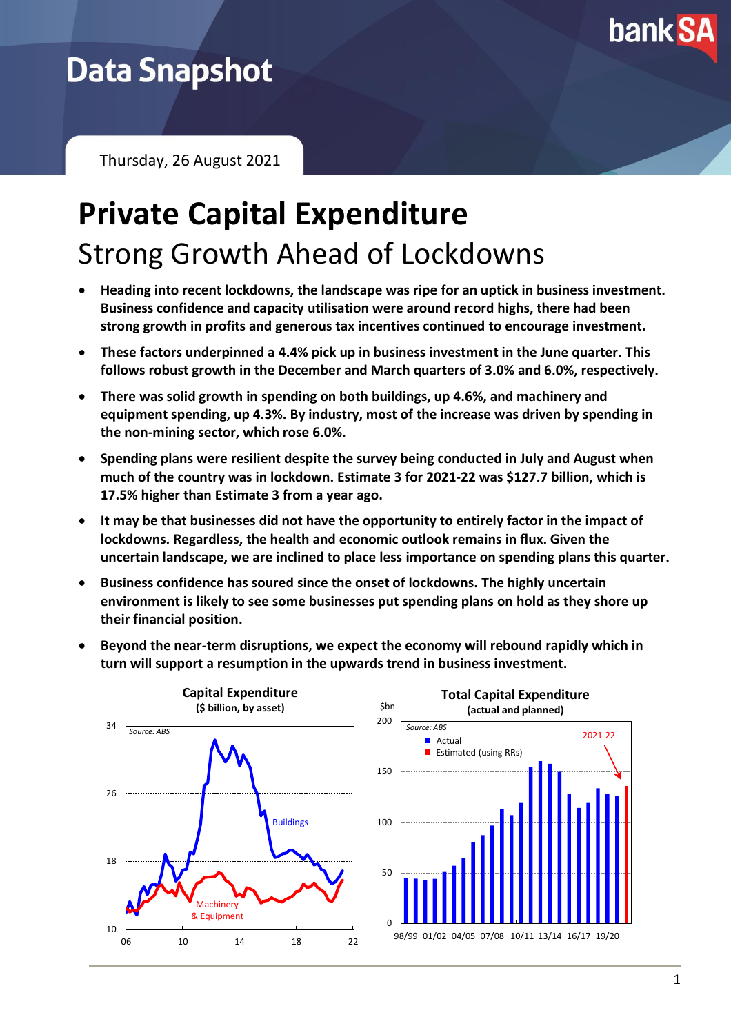# Data Snapshot

Thursday, 26 August 2021

# Private Capital Expenditure

## Strong Growth Ahead of Lockdowns

- **Heading into recent lockdowns, the landscape was ripe for an uptick in business investment. Business confidence and capacity utilisation were around record highs, there had been strong growth in profits and generous tax incentives continued to encourage investment.**
- **These factors underpinned a 4.4% pick up in business investment in the June quarter. This follows robust growth in the December and March quarters of 3.0% and 6.0%, respectively.**
- **There was solid growth in spending on both buildings, up 4.6%, and machinery and equipment spending, up 4.3%. By industry, most of the increase was driven by spending in the non-mining sector, which rose 6.0%.**
- **Spending plans were resilient despite the survey being conducted in July and August when much of the country was in lockdown. Estimate 3 for 2021-22 was $127.7 billion, which is 17.5% higher than Estimate 3 from a year ago.**
- **It may be that businesses did not have the opportunity to entirely factor in the impact of lockdowns. Regardless, the health and economic outlook remains in flux. Given the uncertain landscape, we are inclined to place less importance on spending plans this quarter.**
- **Business confidence has soured since the onset of lockdowns. The highly uncertain environment is likely to see some businesses put spending plans on hold as they shore up their financial position.**
- **Beyond the near-term disruptions, we expect the economy will rebound rapidly which in turn will support a resumption in the upwards trend in business investment.**

**Capital Expenditure**
**($ billion, by asset)**

**Total Capital Expenditure**
**(actual and planned)**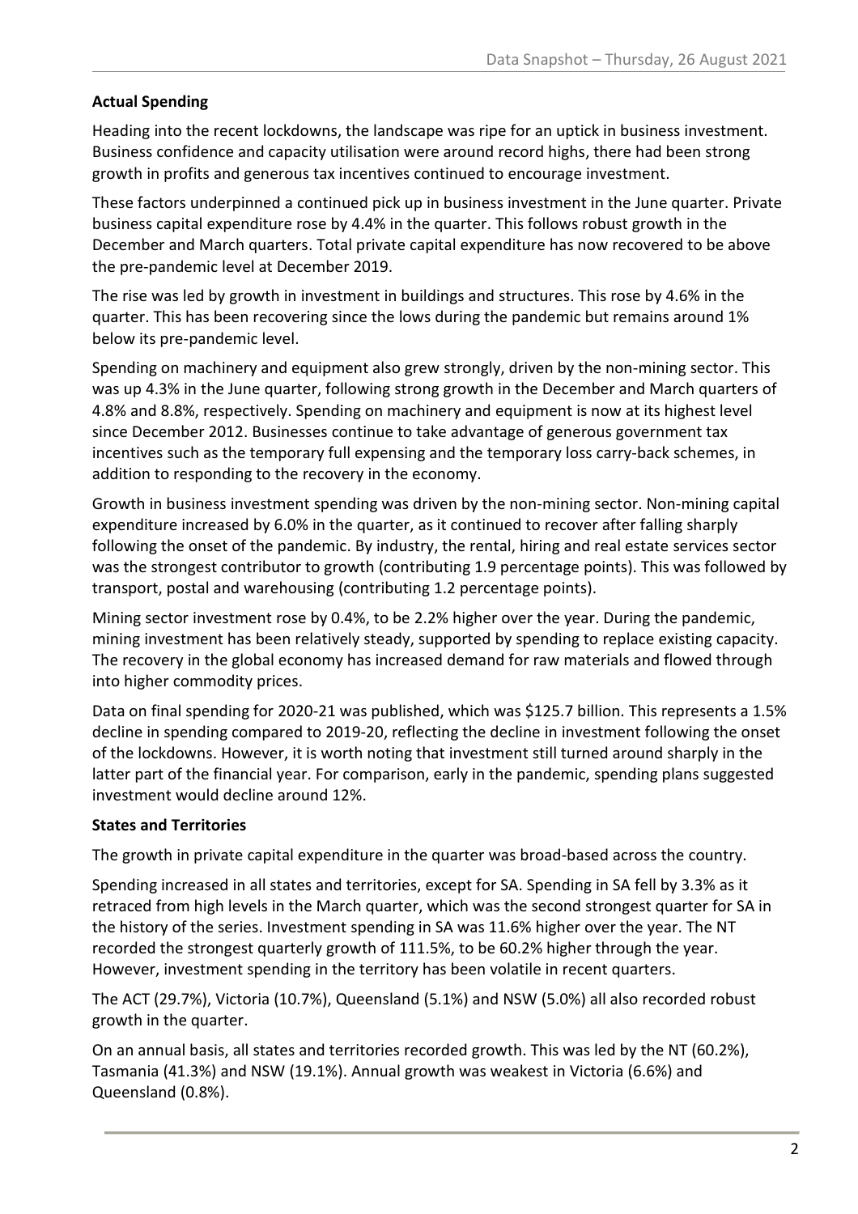**Actual Spending**

Heading into the recent lockdowns, the landscape was ripe for an uptick in business investment. Business confidence and capacity utilisation were around record highs, there had been strong growth in profits and generous tax incentives continued to encourage investment.

These factors underpinned a continued pick up in business investment in the June quarter. Private business capital expenditure rose by 4.4% in the quarter. This follows robust growth in the December and March quarters. Total private capital expenditure has now recovered to be above the pre-pandemic level at December 2019.

The rise was led by growth in investment in buildings and structures. This rose by 4.6% in the quarter. This has been recovering since the lows during the pandemic but remains around 1% below its pre-pandemic level.

Spending on machinery and equipment also grew strongly, driven by the non-mining sector. This was up 4.3% in the June quarter, following strong growth in the December and March quarters of 4.8% and 8.8%, respectively. Spending on machinery and equipment is now at its highest level since December 2012. Businesses continue to take advantage of generous government tax incentives such as the temporary full expensing and the temporary loss carry-back schemes, in addition to responding to the recovery in the economy.

Growth in business investment spending was driven by the non-mining sector. Non-mining capital expenditure increased by 6.0% in the quarter, as it continued to recover after falling sharply following the onset of the pandemic. By industry, the rental, hiring and real estate services sector was the strongest contributor to growth (contributing 1.9 percentage points). This was followed by transport, postal and warehousing (contributing 1.2 percentage points).

Mining sector investment rose by 0.4%, to be 2.2% higher over the year. During the pandemic, mining investment has been relatively steady, supported by spending to replace existing capacity. The recovery in the global economy has increased demand for raw materials and flowed through into higher commodity prices.

Data on final spending for 2020-21 was published, which was $125.7 billion. This represents a 1.5% decline in spending compared to 2019-20, reflecting the decline in investment following the onset of the lockdowns. However, it is worth noting that investment still turned around sharply in the latter part of the financial year. For comparison, early in the pandemic, spending plans suggested investment would decline around 12%.

**States and Territories**

The growth in private capital expenditure in the quarter was broad-based across the country.

Spending increased in all states and territories, except for SA. Spending in SA fell by 3.3% as it retraced from high levels in the March quarter, which was the second strongest quarter for SA in the history of the series. Investment spending in SA was 11.6% higher over the year. The NT recorded the strongest quarterly growth of 111.5%, to be 60.2% higher through the year. However, investment spending in the territory has been volatile in recent quarters.

The ACT (29.7%), Victoria (10.7%), Queensland (5.1%) and NSW (5.0%) all also recorded robust growth in the quarter.

On an annual basis, all states and territories recorded growth. This was led by the NT (60.2%), Tasmania (41.3%) and NSW (19.1%). Annual growth was weakest in Victoria (6.6%) and Queensland (0.8%).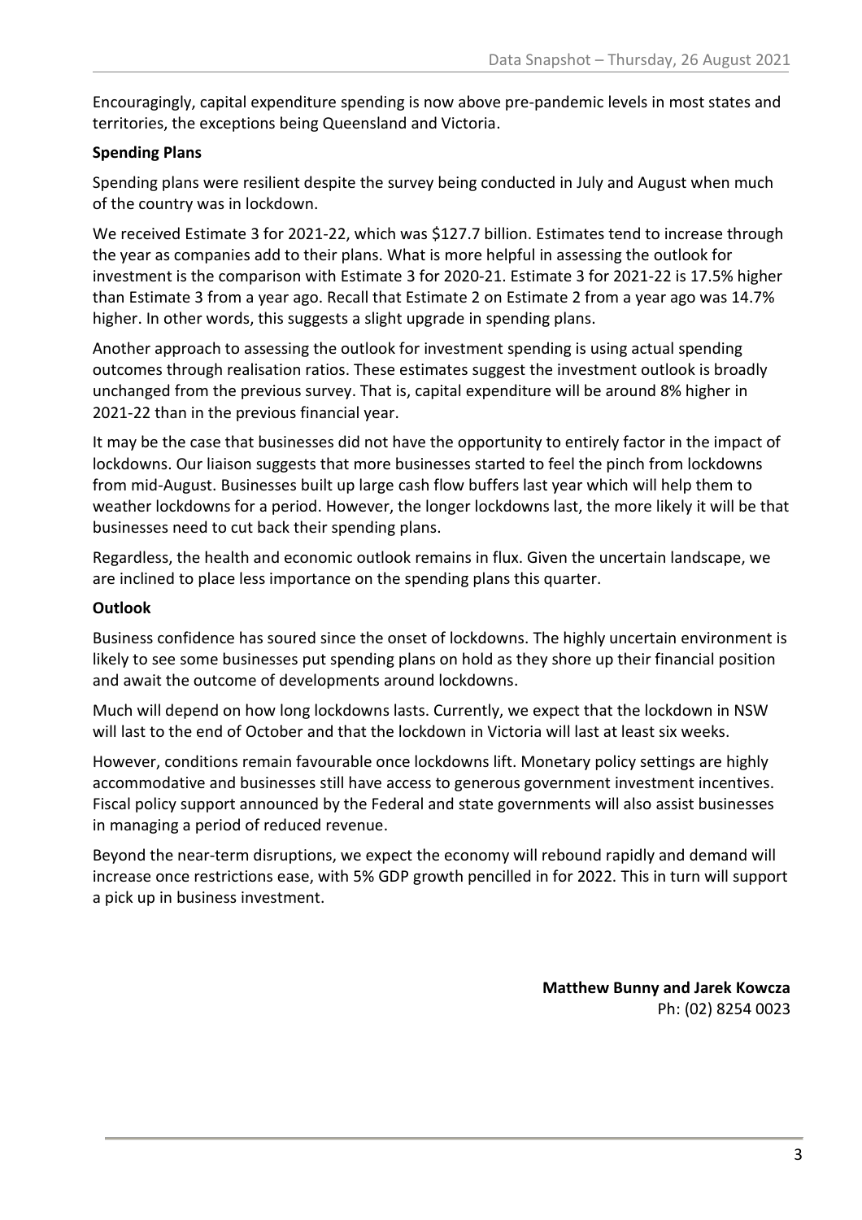Encouragingly, capital expenditure spending is now above pre-pandemic levels in most states and territories, the exceptions being Queensland and Victoria.

**Spending Plans**

Spending plans were resilient despite the survey being conducted in July and August when much of the country was in lockdown.

We received Estimate 3 for 2021-22, which was $127.7 billion. Estimates tend to increase through the year as companies add to their plans. What is more helpful in assessing the outlook for investment is the comparison with Estimate 3 for 2020-21. Estimate 3 for 2021-22 is 17.5% higher than Estimate 3 from a year ago. Recall that Estimate 2 on Estimate 2 from a year ago was 14.7% higher. In other words, this suggests a slight upgrade in spending plans.

Another approach to assessing the outlook for investment spending is using actual spending outcomes through realisation ratios. These estimates suggest the investment outlook is broadly unchanged from the previous survey. That is, capital expenditure will be around 8% higher in 2021-22 than in the previous financial year.

It may be the case that businesses did not have the opportunity to entirely factor in the impact of lockdowns. Our liaison suggests that more businesses started to feel the pinch from lockdowns from mid-August. Businesses built up large cash flow buffers last year which will help them to weather lockdowns for a period. However, the longer lockdowns last, the more likely it will be that businesses need to cut back their spending plans.

Regardless, the health and economic outlook remains in flux. Given the uncertain landscape, we are inclined to place less importance on the spending plans this quarter.

**Outlook**

Business confidence has soured since the onset of lockdowns. The highly uncertain environment is likely to see some businesses put spending plans on hold as they shore up their financial position and await the outcome of developments around lockdowns.

Much will depend on how long lockdowns lasts. Currently, we expect that the lockdown in NSW will last to the end of October and that the lockdown in Victoria will last at least six weeks.

However, conditions remain favourable once lockdowns lift. Monetary policy settings are highly accommodative and businesses still have access to generous government investment incentives. Fiscal policy support announced by the Federal and state governments will also assist businesses in managing a period of reduced revenue.

Beyond the near-term disruptions, we expect the economy will rebound rapidly and demand will increase once restrictions ease, with 5% GDP growth pencilled in for 2022. This in turn will support a pick up in business investment.

**Matthew Bunny and Jarek Kowcza**
Ph: (02) 8254 0023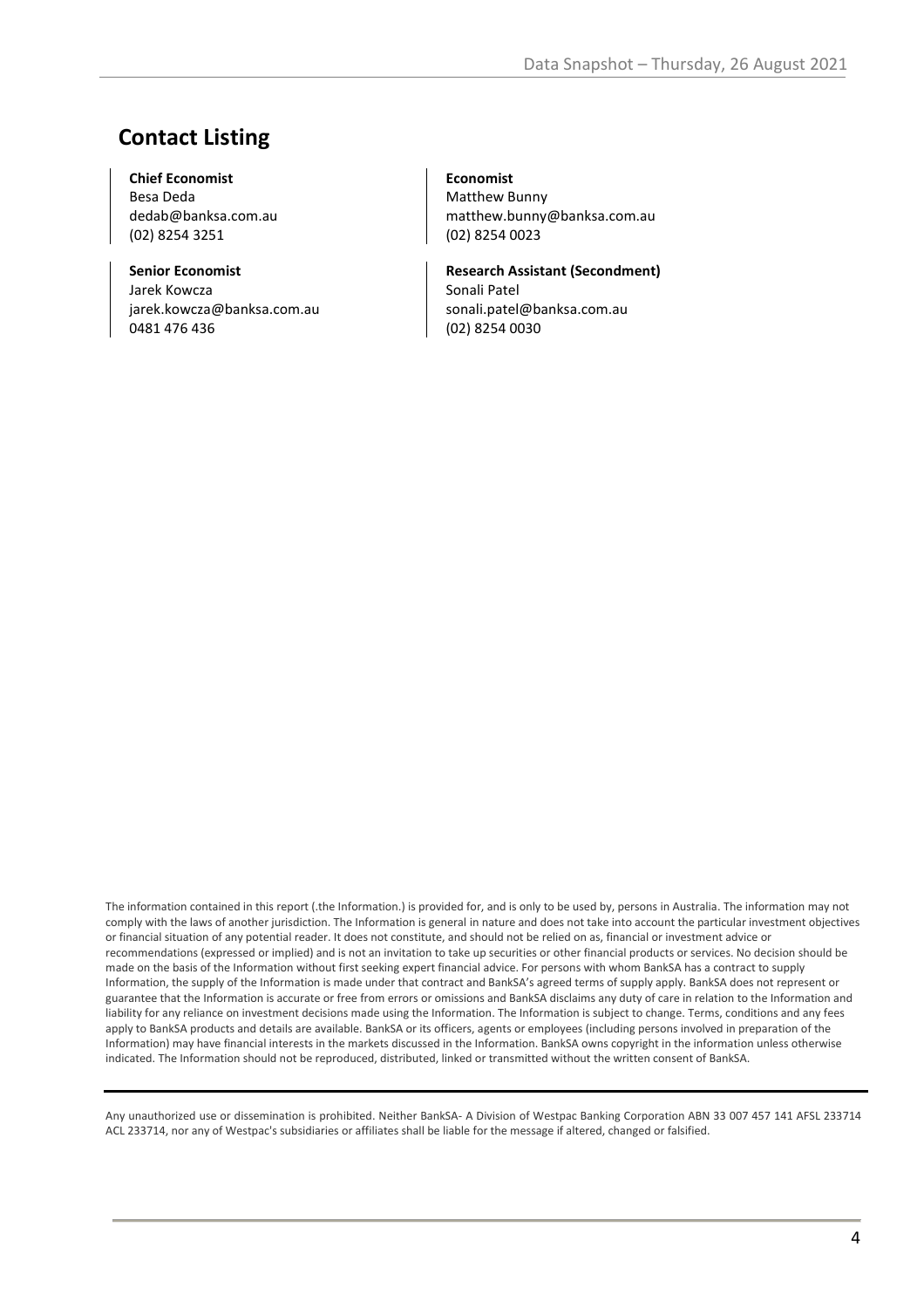## Contact Listing

**Chief Economist**
Besa Deda
dedab@banksa.com.au
(02) 8254 3251

**Senior Economist**
Jarek Kowcza
jarek.kowcza@banksa.com.au
0481 476 436

**Economist**
Matthew Bunny
matthew.bunny@banksa.com.au
(02) 8254 0023

**Research Assistant (Secondment)**
Sonali Patel
sonali.patel@banksa.com.au
(02) 8254 0030

The information contained in this report (.the Information.) is provided for, and is only to be used by, persons in Australia. The information may not comply with the laws of another jurisdiction. The Information is general in nature and does not take into account the particular investment objectives or financial situation of any potential reader. It does not constitute, and should not be relied on as, financial or investment advice or recommendations (expressed or implied) and is not an invitation to take up securities or other financial products or services. No decision should be made on the basis of the Information without first seeking expert financial advice. For persons with whom BankSA has a contract to supply Information, the supply of the Information is made under that contract and BankSA's agreed terms of supply apply. BankSA does not represent or guarantee that the Information is accurate or free from errors or omissions and BankSA disclaims any duty of care in relation to the Information and liability for any reliance on investment decisions made using the Information. The Information is subject to change. Terms, conditions and any fees apply to BankSA products and details are available. BankSA or its officers, agents or employees (including persons involved in preparation of the Information) may have financial interests in the markets discussed in the Information. BankSA owns copyright in the information unless otherwise indicated. The Information should not be reproduced, distributed, linked or transmitted without the written consent of BankSA.

Any unauthorized use or dissemination is prohibited. Neither BankSA- A Division of Westpac Banking Corporation ABN 33 007 457 141 AFSL 233714 ACL 233714, nor any of Westpac's subsidiaries or affiliates shall be liable for the message if altered, changed or falsified.